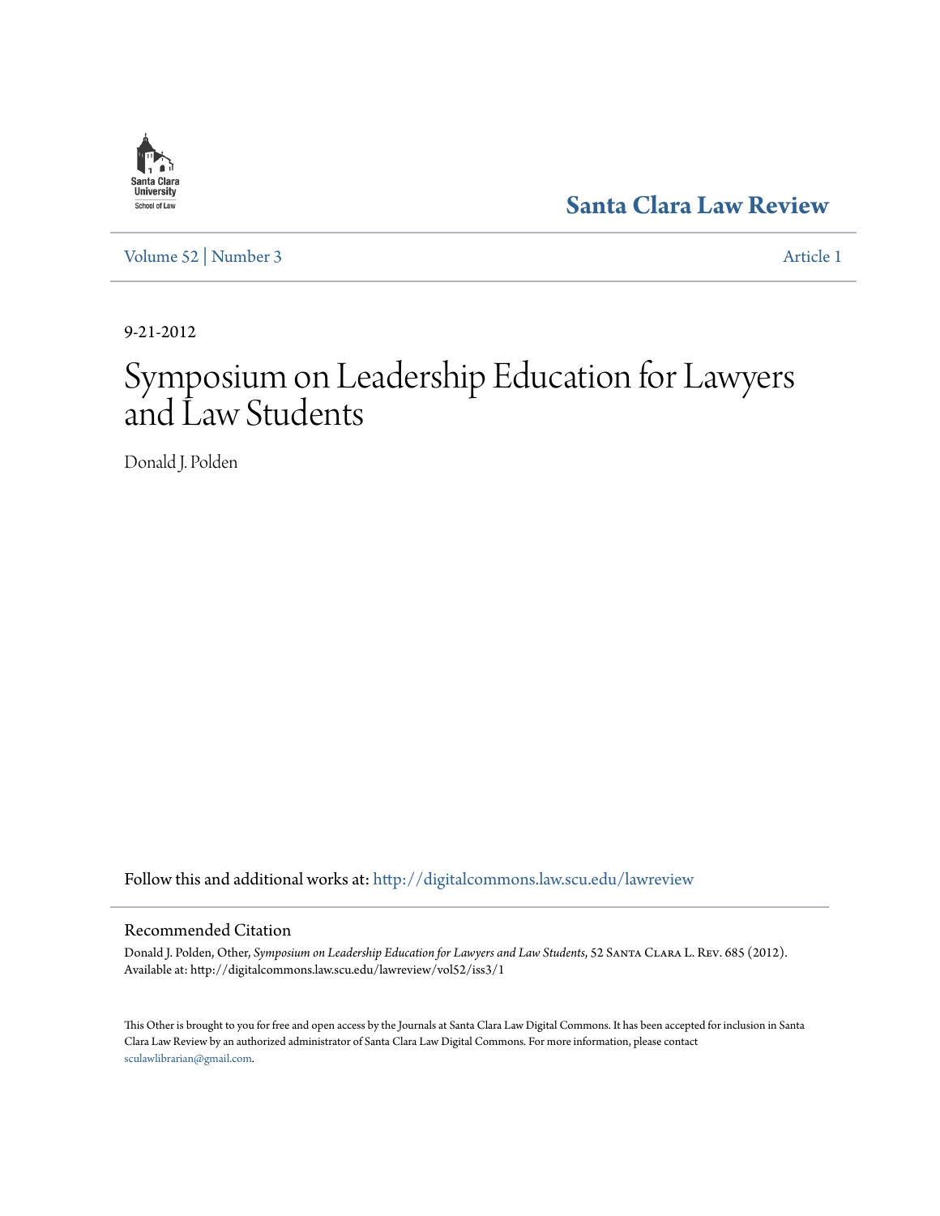Santa Clara University School of Law

**Santa Clara Law Review**

Volume 52 | Number 3 Article 1

9-21-2012

# Symposium on Leadership Education for Lawyers and Law Students

Donald J. Polden

Follow this and additional works at: http://digitalcommons.law.scu.edu/lawreview

## Recommended Citation

Donald J. Polden, Other, *Symposium on Leadership Education for Lawyers and Law Students*, 52 Santa Clara L. Rev. 685 (2012).
Available at: http://digitalcommons.law.scu.edu/lawreview/vol52/iss3/1

This Other is brought to you for free and open access by the Journals at Santa Clara Law Digital Commons. It has been accepted for inclusion in Santa Clara Law Review by an authorized administrator of Santa Clara Law Digital Commons. For more information, please contact sculawlibrarian@gmail.com.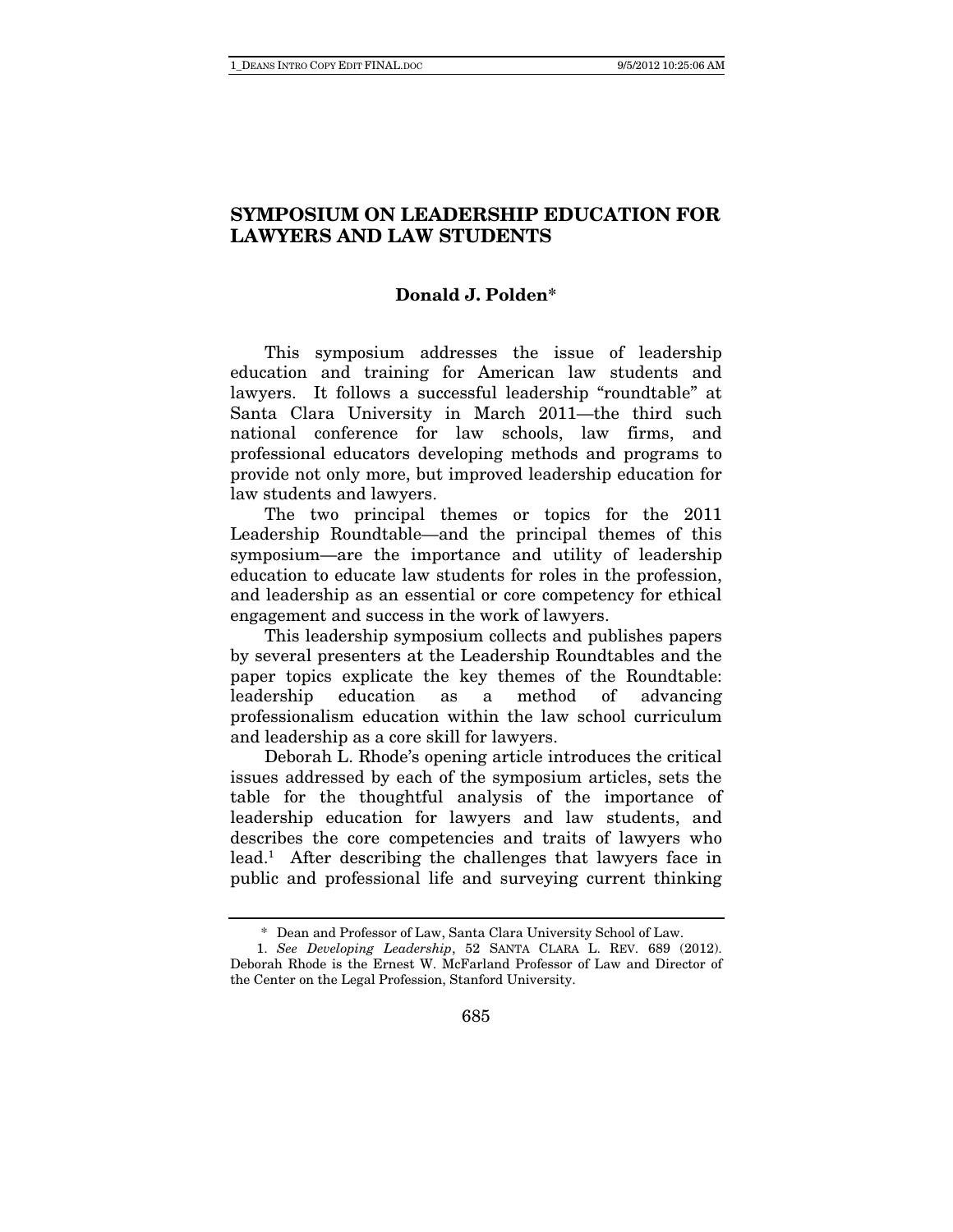# SYMPOSIUM ON LEADERSHIP EDUCATION FOR LAWYERS AND LAW STUDENTS

**Donald J. Polden***

This symposium addresses the issue of leadership education and training for American law students and lawyers. It follows a successful leadership "roundtable" at Santa Clara University in March 2011—the third such national conference for law schools, law firms, and professional educators developing methods and programs to provide not only more, but improved leadership education for law students and lawyers.

The two principal themes or topics for the 2011 Leadership Roundtable—and the principal themes of this symposium—are the importance and utility of leadership education to educate law students for roles in the profession, and leadership as an essential or core competency for ethical engagement and success in the work of lawyers.

This leadership symposium collects and publishes papers by several presenters at the Leadership Roundtables and the paper topics explicate the key themes of the Roundtable: leadership education as a method of advancing professionalism education within the law school curriculum and leadership as a core skill for lawyers.

Deborah L. Rhode's opening article introduces the critical issues addressed by each of the symposium articles, sets the table for the thoughtful analysis of the importance of leadership education for lawyers and law students, and describes the core competencies and traits of lawyers who lead.[1] After describing the challenges that lawyers face in public and professional life and surveying current thinking

---

\* Dean and Professor of Law, Santa Clara University School of Law.

1. *See Developing Leadership*, 52 SANTA CLARA L. REV. 689 (2012). Deborah Rhode is the Ernest W. McFarland Professor of Law and Director of the Center on the Legal Profession, Stanford University.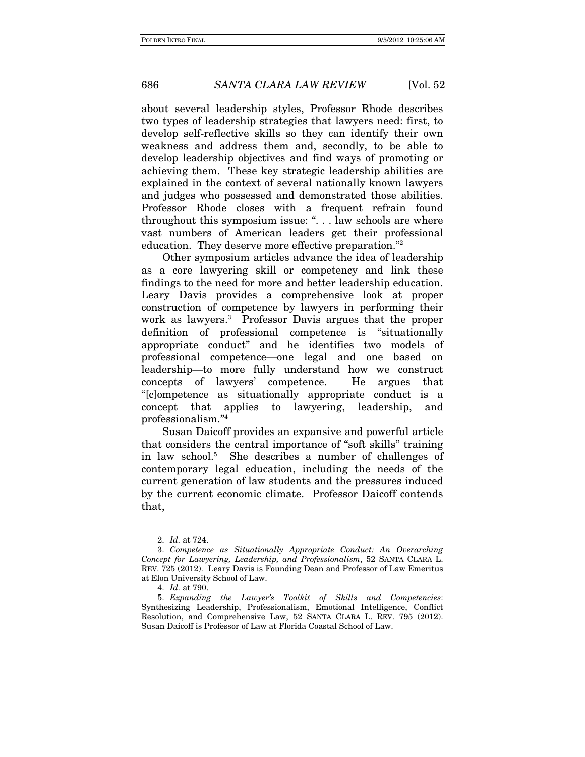about several leadership styles, Professor Rhode describes two types of leadership strategies that lawyers need: first, to develop self-reflective skills so they can identify their own weakness and address them and, secondly, to be able to develop leadership objectives and find ways of promoting or achieving them. These key strategic leadership abilities are explained in the context of several nationally known lawyers and judges who possessed and demonstrated those abilities. Professor Rhode closes with a frequent refrain found throughout this symposium issue: ". . . law schools are where vast numbers of American leaders get their professional education. They deserve more effective preparation."[2]

Other symposium articles advance the idea of leadership as a core lawyering skill or competency and link these findings to the need for more and better leadership education. Leary Davis provides a comprehensive look at proper construction of competence by lawyers in performing their work as lawyers.[3] Professor Davis argues that the proper definition of professional competence is "situationally appropriate conduct" and he identifies two models of professional competence—one legal and one based on leadership—to more fully understand how we construct concepts of lawyers' competence. He argues that "[c]ompetence as situationally appropriate conduct is a concept that applies to lawyering, leadership, and professionalism."[4]

Susan Daicoff provides an expansive and powerful article that considers the central importance of "soft skills" training in law school.[5] She describes a number of challenges of contemporary legal education, including the needs of the current generation of law students and the pressures induced by the current economic climate. Professor Daicoff contends that,

---

2. *Id.* at 724.

3. *Competence as Situationally Appropriate Conduct: An Overarching Concept for Lawyering, Leadership, and Professionalism*, 52 SANTA CLARA L. REV. 725 (2012). Leary Davis is Founding Dean and Professor of Law Emeritus at Elon University School of Law.

4. *Id.* at 790.

5. *Expanding the Lawyer's Toolkit of Skills and Competencies*: Synthesizing Leadership, Professionalism, Emotional Intelligence, Conflict Resolution, and Comprehensive Law, 52 SANTA CLARA L. REV. 795 (2012). Susan Daicoff is Professor of Law at Florida Coastal School of Law.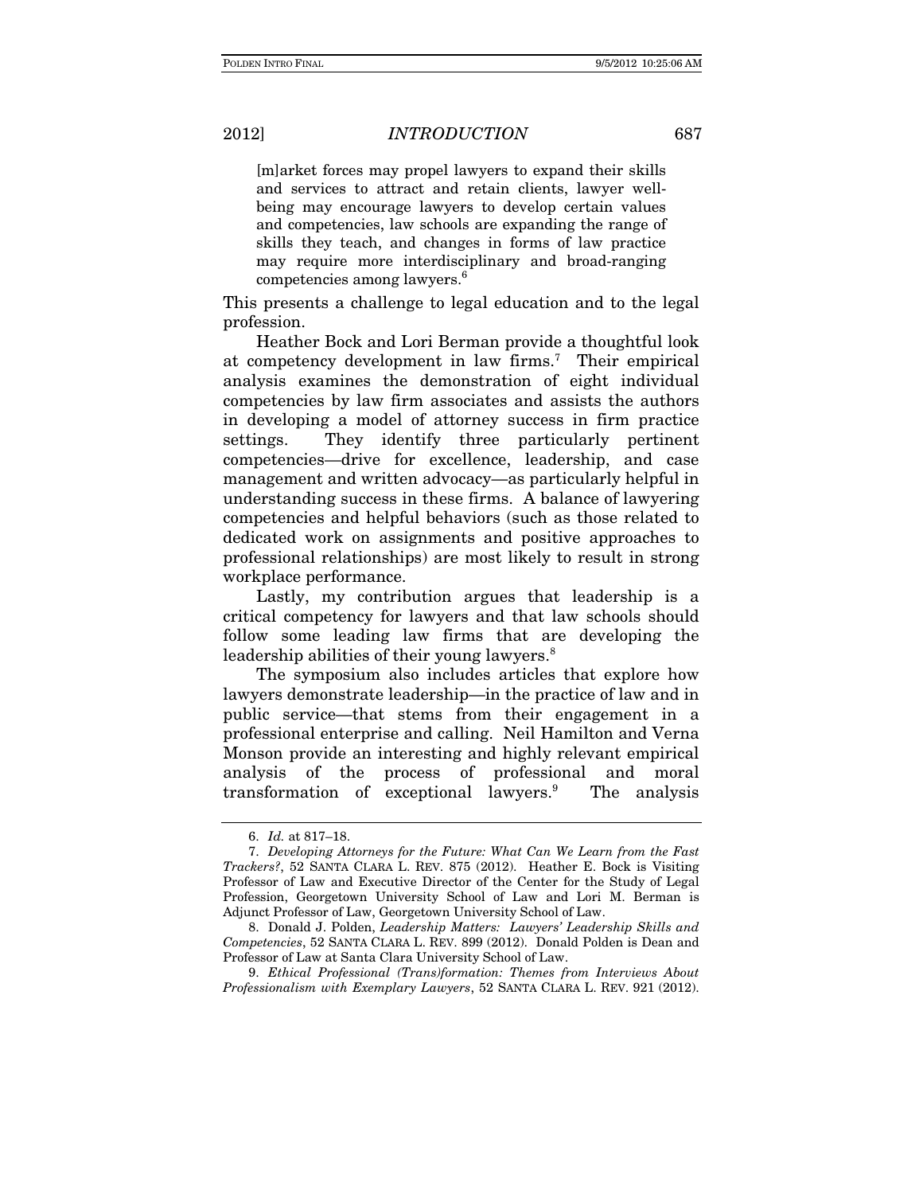> [m]arket forces may propel lawyers to expand their skills and services to attract and retain clients, lawyer well-being may encourage lawyers to develop certain values and competencies, law schools are expanding the range of skills they teach, and changes in forms of law practice may require more interdisciplinary and broad-ranging competencies among lawyers.[6]

This presents a challenge to legal education and to the legal profession.

Heather Bock and Lori Berman provide a thoughtful look at competency development in law firms.[7] Their empirical analysis examines the demonstration of eight individual competencies by law firm associates and assists the authors in developing a model of attorney success in firm practice settings. They identify three particularly pertinent competencies—drive for excellence, leadership, and case management and written advocacy—as particularly helpful in understanding success in these firms. A balance of lawyering competencies and helpful behaviors (such as those related to dedicated work on assignments and positive approaches to professional relationships) are most likely to result in strong workplace performance.

Lastly, my contribution argues that leadership is a critical competency for lawyers and that law schools should follow some leading law firms that are developing the leadership abilities of their young lawyers.[8]

The symposium also includes articles that explore how lawyers demonstrate leadership—in the practice of law and in public service—that stems from their engagement in a professional enterprise and calling. Neil Hamilton and Verna Monson provide an interesting and highly relevant empirical analysis of the process of professional and moral transformation of exceptional lawyers.[9] The analysis

---

6. *Id.* at 817–18.

7. *Developing Attorneys for the Future: What Can We Learn from the Fast Trackers?*, 52 SANTA CLARA L. REV. 875 (2012). Heather E. Bock is Visiting Professor of Law and Executive Director of the Center for the Study of Legal Profession, Georgetown University School of Law and Lori M. Berman is Adjunct Professor of Law, Georgetown University School of Law.

8. Donald J. Polden, *Leadership Matters: Lawyers' Leadership Skills and Competencies*, 52 SANTA CLARA L. REV. 899 (2012). Donald Polden is Dean and Professor of Law at Santa Clara University School of Law.

9. *Ethical Professional (Trans)formation: Themes from Interviews About Professionalism with Exemplary Lawyers*, 52 SANTA CLARA L. REV. 921 (2012).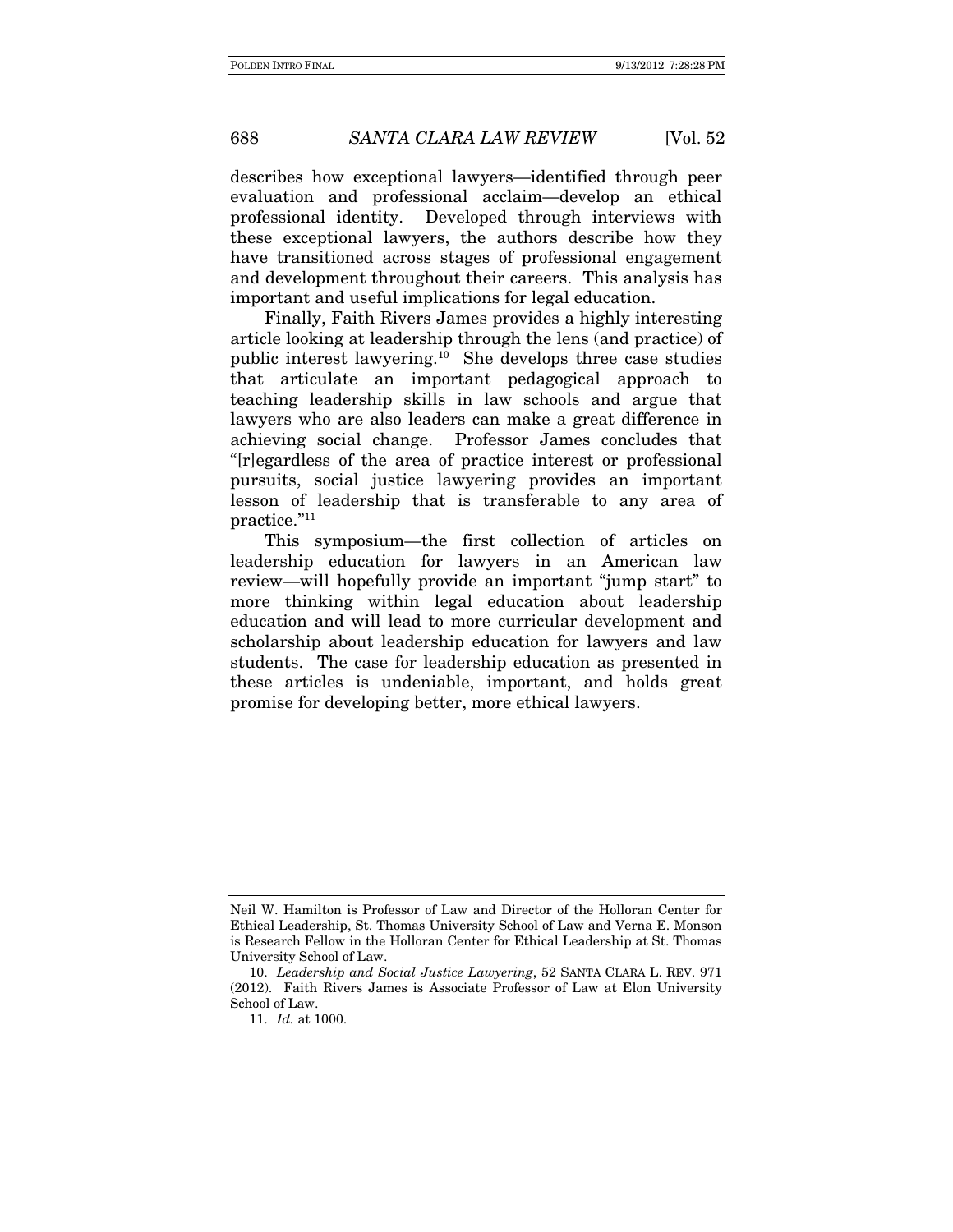describes how exceptional lawyers—identified through peer evaluation and professional acclaim—develop an ethical professional identity. Developed through interviews with these exceptional lawyers, the authors describe how they have transitioned across stages of professional engagement and development throughout their careers. This analysis has important and useful implications for legal education.

Finally, Faith Rivers James provides a highly interesting article looking at leadership through the lens (and practice) of public interest lawyering.[10] She develops three case studies that articulate an important pedagogical approach to teaching leadership skills in law schools and argue that lawyers who are also leaders can make a great difference in achieving social change. Professor James concludes that "[r]egardless of the area of practice interest or professional pursuits, social justice lawyering provides an important lesson of leadership that is transferable to any area of practice."[11]

This symposium—the first collection of articles on leadership education for lawyers in an American law review—will hopefully provide an important "jump start" to more thinking within legal education about leadership education and will lead to more curricular development and scholarship about leadership education for lawyers and law students. The case for leadership education as presented in these articles is undeniable, important, and holds great promise for developing better, more ethical lawyers.

---

Neil W. Hamilton is Professor of Law and Director of the Holloran Center for Ethical Leadership, St. Thomas University School of Law and Verna E. Monson is Research Fellow in the Holloran Center for Ethical Leadership at St. Thomas University School of Law.

10. *Leadership and Social Justice Lawyering*, 52 SANTA CLARA L. REV. 971 (2012). Faith Rivers James is Associate Professor of Law at Elon University School of Law.

11. *Id.* at 1000.